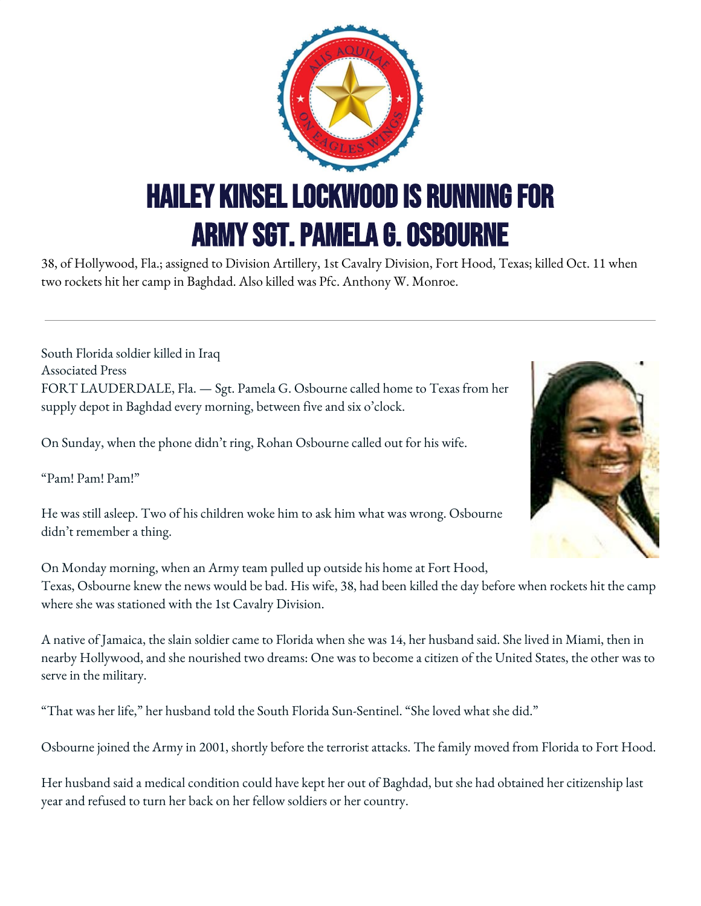# HAILEY KINSEL LOCKWOOD IS RUNNING FOR ARMY SGT. PAMELA G. OSBOURNE

38, of Hollywood, Fla.; assigned to Division Artillery, 1st Cavalry Division, Fort Hood, Texas; killed Oct. 11 when two rockets hit her camp in Baghdad. Also killed was Pfc. Anthony W. Monroe.

---

South Florida soldier killed in Iraq
Associated Press
FORT LAUDERDALE, Fla. — Sgt. Pamela G. Osbourne called home to Texas from her supply depot in Baghdad every morning, between five and six o'clock.

On Sunday, when the phone didn't ring, Rohan Osbourne called out for his wife.

"Pam! Pam! Pam!"

He was still asleep. Two of his children woke him to ask him what was wrong. Osbourne didn't remember a thing.

On Monday morning, when an Army team pulled up outside his home at Fort Hood, Texas, Osbourne knew the news would be bad. His wife, 38, had been killed the day before when rockets hit the camp where she was stationed with the 1st Cavalry Division.

A native of Jamaica, the slain soldier came to Florida when she was 14, her husband said. She lived in Miami, then in nearby Hollywood, and she nourished two dreams: One was to become a citizen of the United States, the other was to serve in the military.

"That was her life," her husband told the South Florida Sun-Sentinel. "She loved what she did."

Osbourne joined the Army in 2001, shortly before the terrorist attacks. The family moved from Florida to Fort Hood.

Her husband said a medical condition could have kept her out of Baghdad, but she had obtained her citizenship last year and refused to turn her back on her fellow soldiers or her country.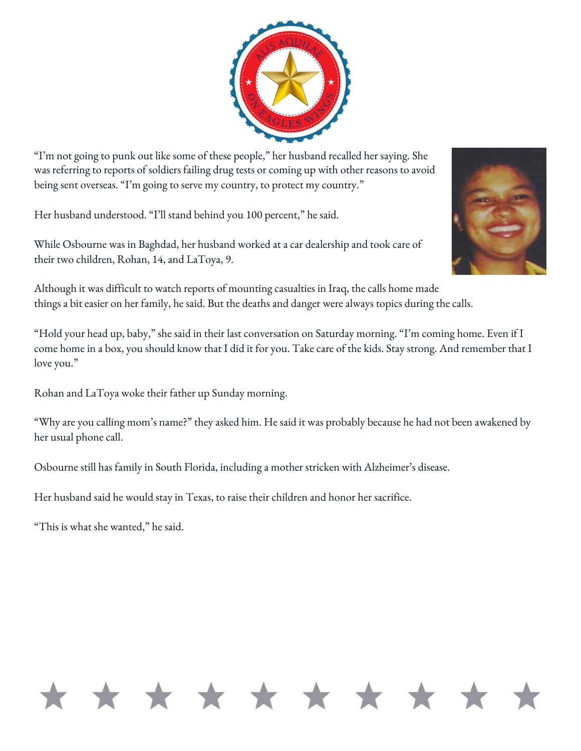"I'm not going to punk out like some of these people," her husband recalled her saying. She was referring to reports of soldiers failing drug tests or coming up with other reasons to avoid being sent overseas. "I'm going to serve my country, to protect my country."

Her husband understood. "I'll stand behind you 100 percent," he said.

While Osbourne was in Baghdad, her husband worked at a car dealership and took care of their two children, Rohan, 14, and LaToya, 9.

Although it was difficult to watch reports of mounting casualties in Iraq, the calls home made things a bit easier on her family, he said. But the deaths and danger were always topics during the calls.

"Hold your head up, baby," she said in their last conversation on Saturday morning. "I'm coming home. Even if I come home in a box, you should know that I did it for you. Take care of the kids. Stay strong. And remember that I love you."

Rohan and LaToya woke their father up Sunday morning.

"Why are you calling mom's name?" they asked him. He said it was probably because he had not been awakened by her usual phone call.

Osbourne still has family in South Florida, including a mother stricken with Alzheimer's disease.

Her husband said he would stay in Texas, to raise their children and honor her sacrifice.

"This is what she wanted," he said.